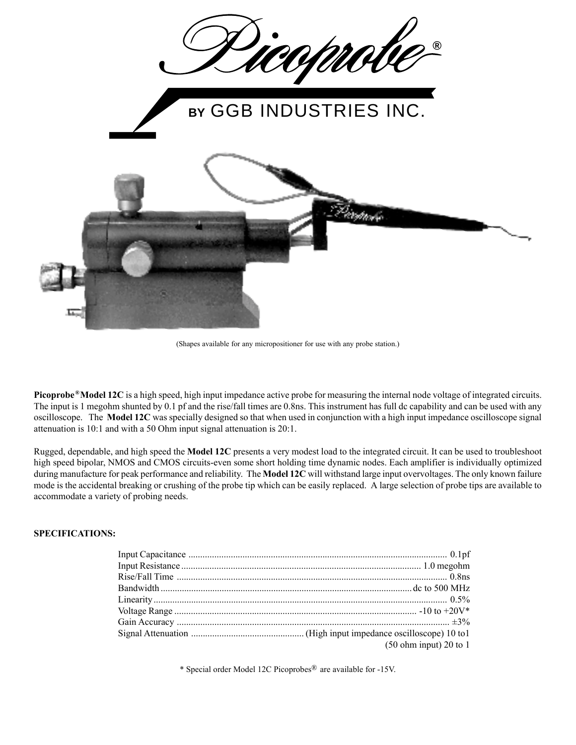# Picoprobe®

## BY GGB INDUSTRIES INC.

(Shapes available for any micropositioner for use with any probe station.)

**Picoprobe® Model 12C** is a high speed, high input impedance active probe for measuring the internal node voltage of integrated circuits. The input is 1 megohm shunted by 0.1 pf and the rise/fall times are 0.8ns. This instrument has full dc capability and can be used with any oscilloscope. The **Model 12C** was specially designed so that when used in conjunction with a high input impedance oscilloscope signal attenuation is 10:1 and with a 50 Ohm input signal attenuation is 20:1.

Rugged, dependable, and high speed the **Model 12C** presents a very modest load to the integrated circuit. It can be used to troubleshoot high speed bipolar, NMOS and CMOS circuits-even some short holding time dynamic nodes. Each amplifier is individually optimized during manufacture for peak performance and reliability. The **Model 12C** will withstand large input overvoltages. The only known failure mode is the accidental breaking or crushing of the probe tip which can be easily replaced. A large selection of probe tips are available to accommodate a variety of probing needs.

**SPECIFICATIONS:**

| Specification | Value |
|---|---|
| Input Capacitance | 0.1pf |
| Input Resistance | 1.0 megohm |
| Rise/Fall Time | 0.8ns |
| Bandwidth | dc to 500 MHz |
| Linearity | 0.5% |
| Voltage Range | -10 to +20V* |
| Gain Accuracy | ±3% |
| Signal Attenuation | (High input impedance oscilloscope) 10 to1 |
| | (50 ohm input) 20 to 1 |

\* Special order Model 12C Picoprobes® are available for -15V.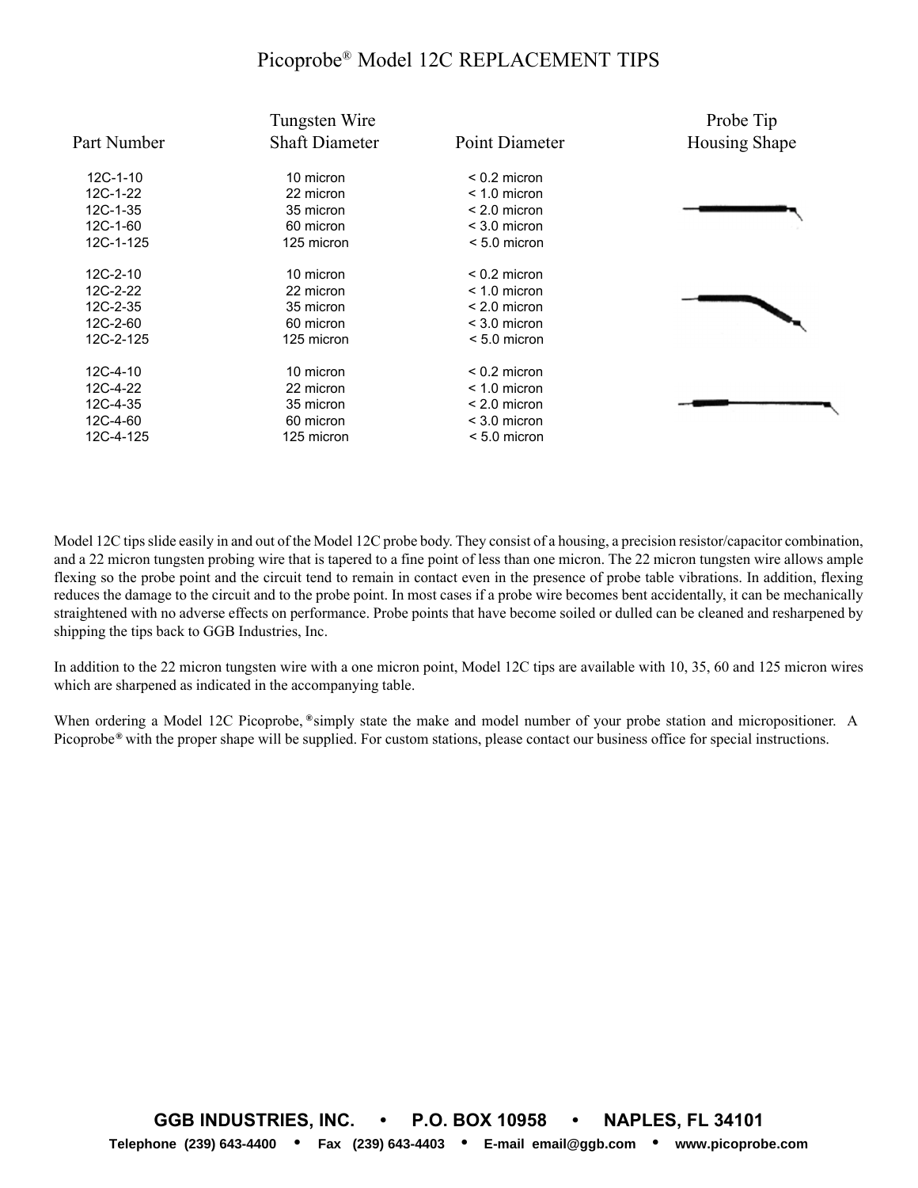# Picoprobe® Model 12C REPLACEMENT TIPS

| Part Number | Tungsten Wire Shaft Diameter | Point Diameter | Probe Tip Housing Shape |
|---|---|---|---|
| 12C-1-10 | 10 micron | < 0.2 micron | |
| 12C-1-22 | 22 micron | < 1.0 micron | |
| 12C-1-35 | 35 micron | < 2.0 micron | |
| 12C-1-60 | 60 micron | < 3.0 micron | |
| 12C-1-125 | 125 micron | < 5.0 micron | |
| 12C-2-10 | 10 micron | < 0.2 micron | |
| 12C-2-22 | 22 micron | < 1.0 micron | |
| 12C-2-35 | 35 micron | < 2.0 micron | |
| 12C-2-60 | 60 micron | < 3.0 micron | |
| 12C-2-125 | 125 micron | < 5.0 micron | |
| 12C-4-10 | 10 micron | < 0.2 micron | |
| 12C-4-22 | 22 micron | < 1.0 micron | |
| 12C-4-35 | 35 micron | < 2.0 micron | |
| 12C-4-60 | 60 micron | < 3.0 micron | |
| 12C-4-125 | 125 micron | < 5.0 micron | |

Model 12C tips slide easily in and out of the Model 12C probe body. They consist of a housing, a precision resistor/capacitor combination, and a 22 micron tungsten probing wire that is tapered to a fine point of less than one micron. The 22 micron tungsten wire allows ample flexing so the probe point and the circuit tend to remain in contact even in the presence of probe table vibrations. In addition, flexing reduces the damage to the circuit and to the probe point. In most cases if a probe wire becomes bent accidentally, it can be mechanically straightened with no adverse effects on performance. Probe points that have become soiled or dulled can be cleaned and resharpened by shipping the tips back to GGB Industries, Inc.

In addition to the 22 micron tungsten wire with a one micron point, Model 12C tips are available with 10, 35, 60 and 125 micron wires which are sharpened as indicated in the accompanying table.

When ordering a Model 12C Picoprobe, ® simply state the make and model number of your probe station and micropositioner. A Picoprobe® with the proper shape will be supplied. For custom stations, please contact our business office for special instructions.

**GGB INDUSTRIES, INC. • P.O. BOX 10958 • NAPLES, FL 34101**

**Telephone (239) 643-4400 • Fax (239) 643-4403 • E-mail email@ggb.com • www.picoprobe.com**